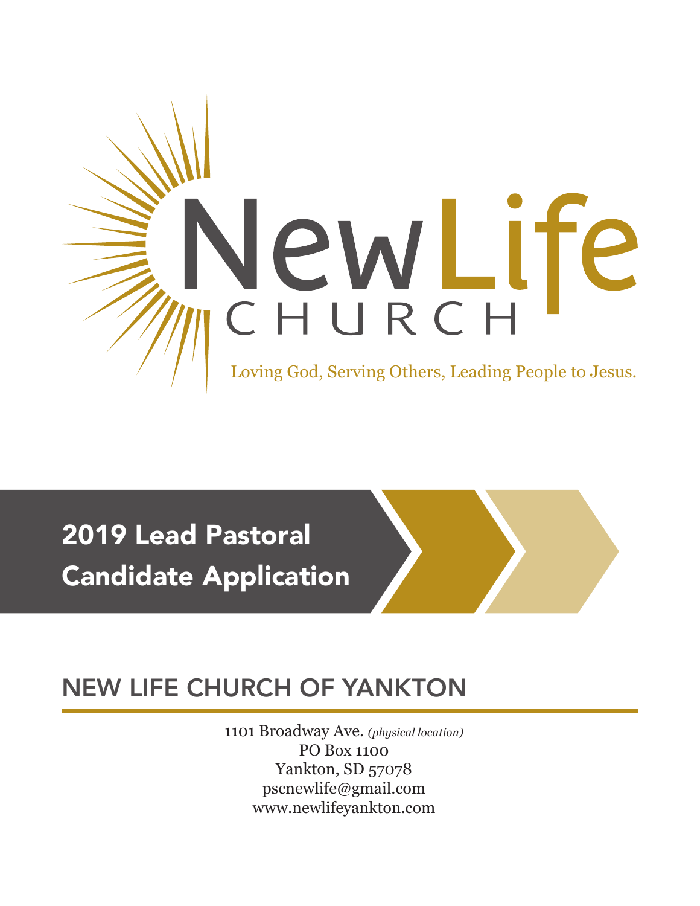# NewLife CHURCH

Loving God, Serving Others, Leading People to Jesus.

# 2019 Lead Pastoral Candidate Application

## NEW LIFE CHURCH OF YANKTON

1101 Broadway Ave. *(physical location)*
PO Box 1100
Yankton, SD 57078
pscnewlife@gmail.com
www.newlifeyankton.com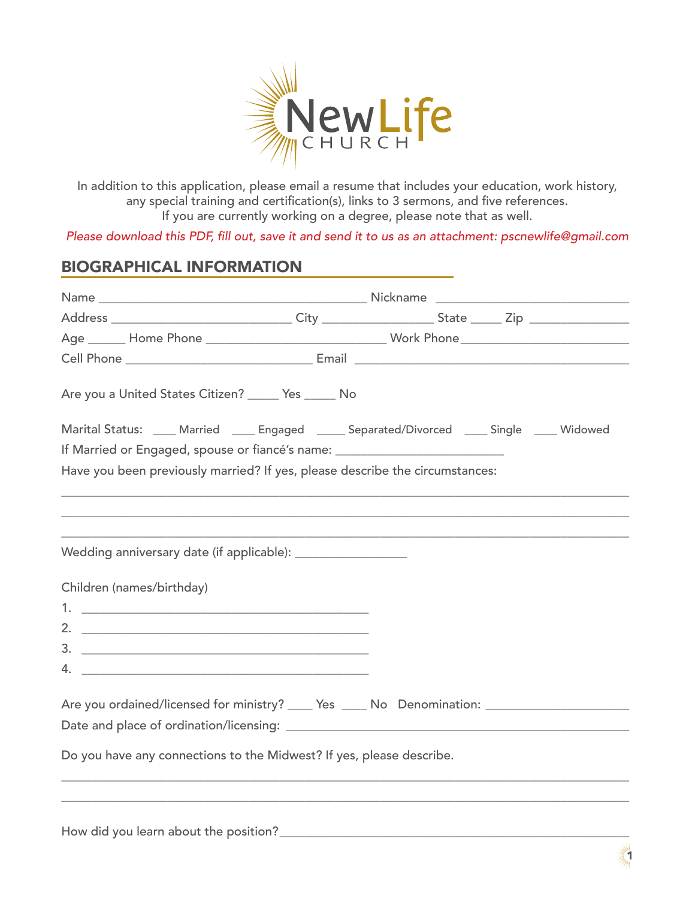NewLife CHURCH

In addition to this application, please email a resume that includes your education, work history, any special training and certification(s), links to 3 sermons, and five references. If you are currently working on a degree, please note that as well.

*Please download this PDF, fill out, save it and send it to us as an attachment: pscnewlife@gmail.com*

## BIOGRAPHICAL INFORMATION

Name ________________________________________ Nickname ___________________________

Address ___________________________ City _________________ State _____ Zip _______________

Age ______ Home Phone ___________________________ Work Phone_________________________

Cell Phone ____________________________ Email ________________________________________

Are you a United States Citizen? _____ Yes _____ No

Marital Status: ____ Married ____ Engaged _____ Separated/Divorced ____ Single ____ Widowed

If Married or Engaged, spouse or fiancé's name: _________________________

Have you been previously married? If yes, please describe the circumstances:

_______________________________________________________________________________________

_______________________________________________________________________________________

_______________________________________________________________________________________

Wedding anniversary date (if applicable): _________________

Children (names/birthday)

1. ___________________________________________
2. ___________________________________________
3. ___________________________________________
4. ___________________________________________

Are you ordained/licensed for ministry? ____ Yes ____ No Denomination: _____________________

Date and place of ordination/licensing: ________________________________________________

Do you have any connections to the Midwest? If yes, please describe.

_______________________________________________________________________________________

_______________________________________________________________________________________

How did you learn about the position?_________________________________________________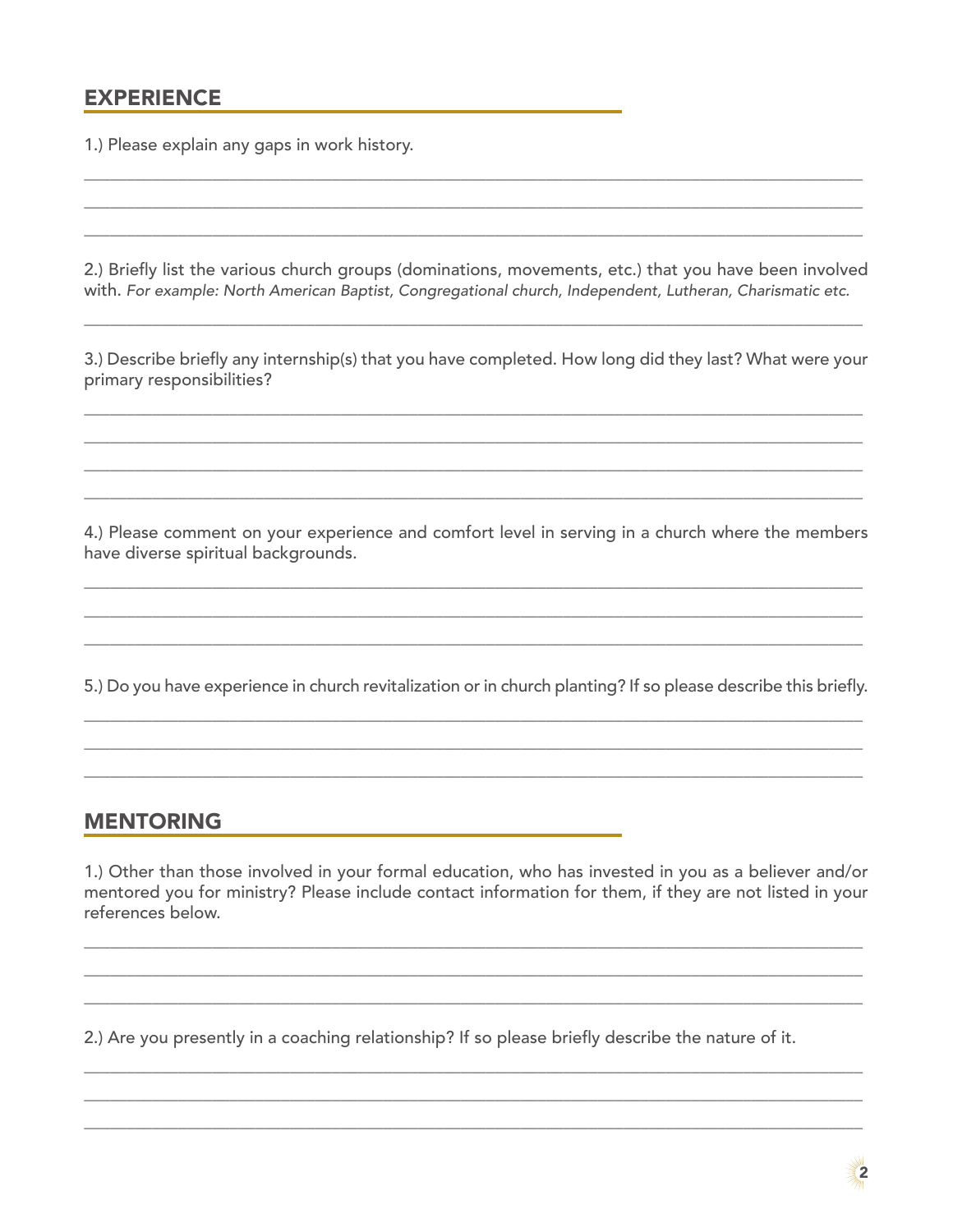## EXPERIENCE

1.) Please explain any gaps in work history.

\_\_\_\_\_\_\_\_\_\_\_\_\_\_\_\_\_\_\_\_\_\_\_\_\_\_\_\_\_\_\_\_\_\_\_\_\_\_\_\_\_\_\_\_\_\_\_\_\_\_\_\_\_\_\_\_\_\_\_\_\_\_\_\_\_\_\_\_\_\_\_\_\_\_\_\_\_\_

\_\_\_\_\_\_\_\_\_\_\_\_\_\_\_\_\_\_\_\_\_\_\_\_\_\_\_\_\_\_\_\_\_\_\_\_\_\_\_\_\_\_\_\_\_\_\_\_\_\_\_\_\_\_\_\_\_\_\_\_\_\_\_\_\_\_\_\_\_\_\_\_\_\_\_\_\_\_

\_\_\_\_\_\_\_\_\_\_\_\_\_\_\_\_\_\_\_\_\_\_\_\_\_\_\_\_\_\_\_\_\_\_\_\_\_\_\_\_\_\_\_\_\_\_\_\_\_\_\_\_\_\_\_\_\_\_\_\_\_\_\_\_\_\_\_\_\_\_\_\_\_\_\_\_\_\_

2.) Briefly list the various church groups (dominations, movements, etc.) that you have been involved with. *For example: North American Baptist, Congregational church, Independent, Lutheran, Charismatic etc.*

\_\_\_\_\_\_\_\_\_\_\_\_\_\_\_\_\_\_\_\_\_\_\_\_\_\_\_\_\_\_\_\_\_\_\_\_\_\_\_\_\_\_\_\_\_\_\_\_\_\_\_\_\_\_\_\_\_\_\_\_\_\_\_\_\_\_\_\_\_\_\_\_\_\_\_\_\_\_

3.) Describe briefly any internship(s) that you have completed. How long did they last? What were your primary responsibilities?

\_\_\_\_\_\_\_\_\_\_\_\_\_\_\_\_\_\_\_\_\_\_\_\_\_\_\_\_\_\_\_\_\_\_\_\_\_\_\_\_\_\_\_\_\_\_\_\_\_\_\_\_\_\_\_\_\_\_\_\_\_\_\_\_\_\_\_\_\_\_\_\_\_\_\_\_\_\_

\_\_\_\_\_\_\_\_\_\_\_\_\_\_\_\_\_\_\_\_\_\_\_\_\_\_\_\_\_\_\_\_\_\_\_\_\_\_\_\_\_\_\_\_\_\_\_\_\_\_\_\_\_\_\_\_\_\_\_\_\_\_\_\_\_\_\_\_\_\_\_\_\_\_\_\_\_\_

\_\_\_\_\_\_\_\_\_\_\_\_\_\_\_\_\_\_\_\_\_\_\_\_\_\_\_\_\_\_\_\_\_\_\_\_\_\_\_\_\_\_\_\_\_\_\_\_\_\_\_\_\_\_\_\_\_\_\_\_\_\_\_\_\_\_\_\_\_\_\_\_\_\_\_\_\_\_

\_\_\_\_\_\_\_\_\_\_\_\_\_\_\_\_\_\_\_\_\_\_\_\_\_\_\_\_\_\_\_\_\_\_\_\_\_\_\_\_\_\_\_\_\_\_\_\_\_\_\_\_\_\_\_\_\_\_\_\_\_\_\_\_\_\_\_\_\_\_\_\_\_\_\_\_\_\_

4.) Please comment on your experience and comfort level in serving in a church where the members have diverse spiritual backgrounds.

\_\_\_\_\_\_\_\_\_\_\_\_\_\_\_\_\_\_\_\_\_\_\_\_\_\_\_\_\_\_\_\_\_\_\_\_\_\_\_\_\_\_\_\_\_\_\_\_\_\_\_\_\_\_\_\_\_\_\_\_\_\_\_\_\_\_\_\_\_\_\_\_\_\_\_\_\_\_

\_\_\_\_\_\_\_\_\_\_\_\_\_\_\_\_\_\_\_\_\_\_\_\_\_\_\_\_\_\_\_\_\_\_\_\_\_\_\_\_\_\_\_\_\_\_\_\_\_\_\_\_\_\_\_\_\_\_\_\_\_\_\_\_\_\_\_\_\_\_\_\_\_\_\_\_\_\_

\_\_\_\_\_\_\_\_\_\_\_\_\_\_\_\_\_\_\_\_\_\_\_\_\_\_\_\_\_\_\_\_\_\_\_\_\_\_\_\_\_\_\_\_\_\_\_\_\_\_\_\_\_\_\_\_\_\_\_\_\_\_\_\_\_\_\_\_\_\_\_\_\_\_\_\_\_\_

5.) Do you have experience in church revitalization or in church planting? If so please describe this briefly.

\_\_\_\_\_\_\_\_\_\_\_\_\_\_\_\_\_\_\_\_\_\_\_\_\_\_\_\_\_\_\_\_\_\_\_\_\_\_\_\_\_\_\_\_\_\_\_\_\_\_\_\_\_\_\_\_\_\_\_\_\_\_\_\_\_\_\_\_\_\_\_\_\_\_\_\_\_\_

\_\_\_\_\_\_\_\_\_\_\_\_\_\_\_\_\_\_\_\_\_\_\_\_\_\_\_\_\_\_\_\_\_\_\_\_\_\_\_\_\_\_\_\_\_\_\_\_\_\_\_\_\_\_\_\_\_\_\_\_\_\_\_\_\_\_\_\_\_\_\_\_\_\_\_\_\_\_

\_\_\_\_\_\_\_\_\_\_\_\_\_\_\_\_\_\_\_\_\_\_\_\_\_\_\_\_\_\_\_\_\_\_\_\_\_\_\_\_\_\_\_\_\_\_\_\_\_\_\_\_\_\_\_\_\_\_\_\_\_\_\_\_\_\_\_\_\_\_\_\_\_\_\_\_\_\_

## MENTORING

1.) Other than those involved in your formal education, who has invested in you as a believer and/or mentored you for ministry? Please include contact information for them, if they are not listed in your references below.

\_\_\_\_\_\_\_\_\_\_\_\_\_\_\_\_\_\_\_\_\_\_\_\_\_\_\_\_\_\_\_\_\_\_\_\_\_\_\_\_\_\_\_\_\_\_\_\_\_\_\_\_\_\_\_\_\_\_\_\_\_\_\_\_\_\_\_\_\_\_\_\_\_\_\_\_\_\_

\_\_\_\_\_\_\_\_\_\_\_\_\_\_\_\_\_\_\_\_\_\_\_\_\_\_\_\_\_\_\_\_\_\_\_\_\_\_\_\_\_\_\_\_\_\_\_\_\_\_\_\_\_\_\_\_\_\_\_\_\_\_\_\_\_\_\_\_\_\_\_\_\_\_\_\_\_\_

\_\_\_\_\_\_\_\_\_\_\_\_\_\_\_\_\_\_\_\_\_\_\_\_\_\_\_\_\_\_\_\_\_\_\_\_\_\_\_\_\_\_\_\_\_\_\_\_\_\_\_\_\_\_\_\_\_\_\_\_\_\_\_\_\_\_\_\_\_\_\_\_\_\_\_\_\_\_

2.) Are you presently in a coaching relationship? If so please briefly describe the nature of it.

\_\_\_\_\_\_\_\_\_\_\_\_\_\_\_\_\_\_\_\_\_\_\_\_\_\_\_\_\_\_\_\_\_\_\_\_\_\_\_\_\_\_\_\_\_\_\_\_\_\_\_\_\_\_\_\_\_\_\_\_\_\_\_\_\_\_\_\_\_\_\_\_\_\_\_\_\_\_

\_\_\_\_\_\_\_\_\_\_\_\_\_\_\_\_\_\_\_\_\_\_\_\_\_\_\_\_\_\_\_\_\_\_\_\_\_\_\_\_\_\_\_\_\_\_\_\_\_\_\_\_\_\_\_\_\_\_\_\_\_\_\_\_\_\_\_\_\_\_\_\_\_\_\_\_\_\_

\_\_\_\_\_\_\_\_\_\_\_\_\_\_\_\_\_\_\_\_\_\_\_\_\_\_\_\_\_\_\_\_\_\_\_\_\_\_\_\_\_\_\_\_\_\_\_\_\_\_\_\_\_\_\_\_\_\_\_\_\_\_\_\_\_\_\_\_\_\_\_\_\_\_\_\_\_\_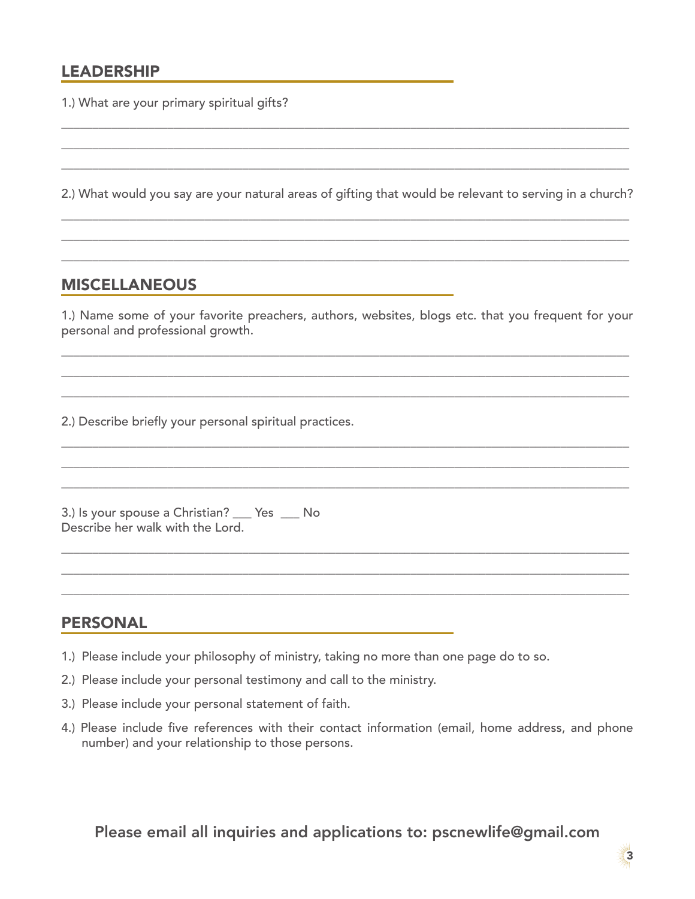## LEADERSHIP

1.) What are your primary spiritual gifts?

______________________________________________________________________________

______________________________________________________________________________

______________________________________________________________________________

2.) What would you say are your natural areas of gifting that would be relevant to serving in a church?

______________________________________________________________________________

______________________________________________________________________________

______________________________________________________________________________

## MISCELLANEOUS

1.) Name some of your favorite preachers, authors, websites, blogs etc. that you frequent for your personal and professional growth.

______________________________________________________________________________

______________________________________________________________________________

______________________________________________________________________________

2.) Describe briefly your personal spiritual practices.

______________________________________________________________________________

______________________________________________________________________________

______________________________________________________________________________

3.) Is your spouse a Christian? ___ Yes ___ No
Describe her walk with the Lord.

______________________________________________________________________________

______________________________________________________________________________

______________________________________________________________________________

## PERSONAL

1.) Please include your philosophy of ministry, taking no more than one page do to so.

2.) Please include your personal testimony and call to the ministry.

3.) Please include your personal statement of faith.

4.) Please include five references with their contact information (email, home address, and phone number) and your relationship to those persons.

**Please email all inquiries and applications to: pscnewlife@gmail.com**